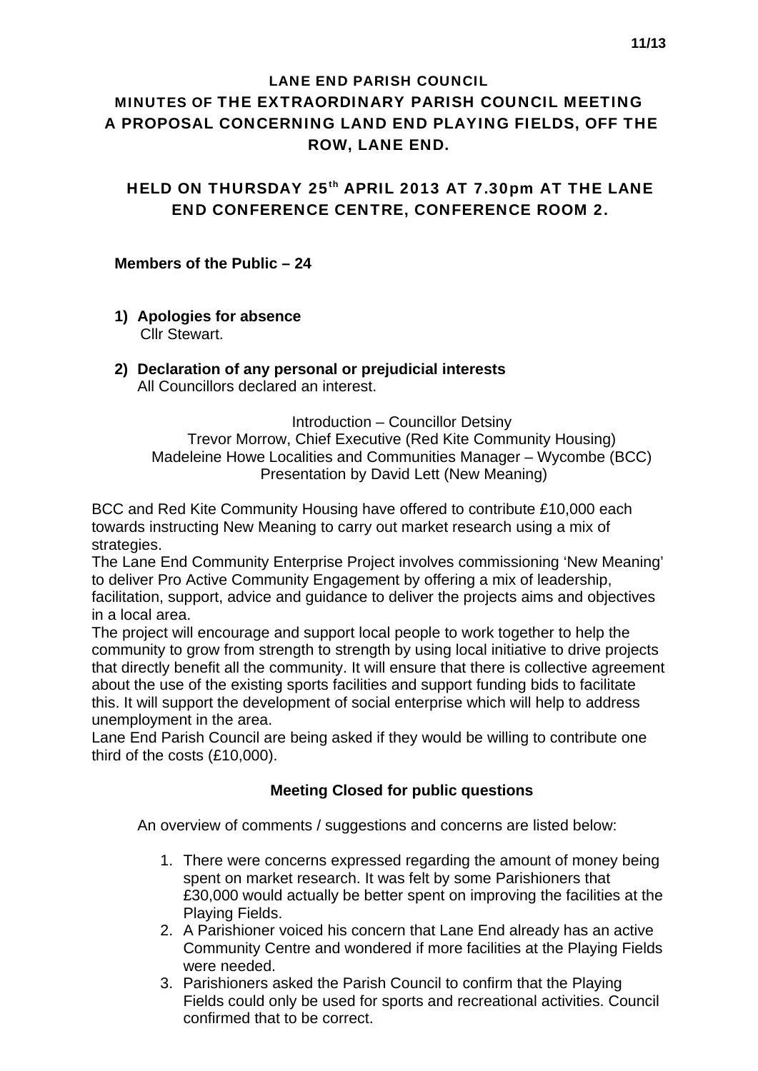# LANE END PARISH COUNCIL

## MINUTES OF THE EXTRAORDINARY PARISH COUNCIL MEETING A PROPOSAL CONCERNING LAND END PLAYING FIELDS, OFF THE ROW, LANE END.

## HELD ON THURSDAY 25th APRIL 2013 AT 7.30pm AT THE LANE END CONFERENCE CENTRE, CONFERENCE ROOM 2.

**Members of the Public – 24**

1) **Apologies for absence**
   Cllr Stewart.

2) **Declaration of any personal or prejudicial interests**
   All Councillors declared an interest.

Introduction – Councillor Detsiny
Trevor Morrow, Chief Executive (Red Kite Community Housing)
Madeleine Howe Localities and Communities Manager – Wycombe (BCC)
Presentation by David Lett (New Meaning)

BCC and Red Kite Community Housing have offered to contribute £10,000 each towards instructing New Meaning to carry out market research using a mix of strategies.
The Lane End Community Enterprise Project involves commissioning 'New Meaning' to deliver Pro Active Community Engagement by offering a mix of leadership, facilitation, support, advice and guidance to deliver the projects aims and objectives in a local area.
The project will encourage and support local people to work together to help the community to grow from strength to strength by using local initiative to drive projects that directly benefit all the community. It will ensure that there is collective agreement about the use of the existing sports facilities and support funding bids to facilitate this. It will support the development of social enterprise which will help to address unemployment in the area.
Lane End Parish Council are being asked if they would be willing to contribute one third of the costs (£10,000).

**Meeting Closed for public questions**

An overview of comments / suggestions and concerns are listed below:

1. There were concerns expressed regarding the amount of money being spent on market research. It was felt by some Parishioners that £30,000 would actually be better spent on improving the facilities at the Playing Fields.
2. A Parishioner voiced his concern that Lane End already has an active Community Centre and wondered if more facilities at the Playing Fields were needed.
3. Parishioners asked the Parish Council to confirm that the Playing Fields could only be used for sports and recreational activities. Council confirmed that to be correct.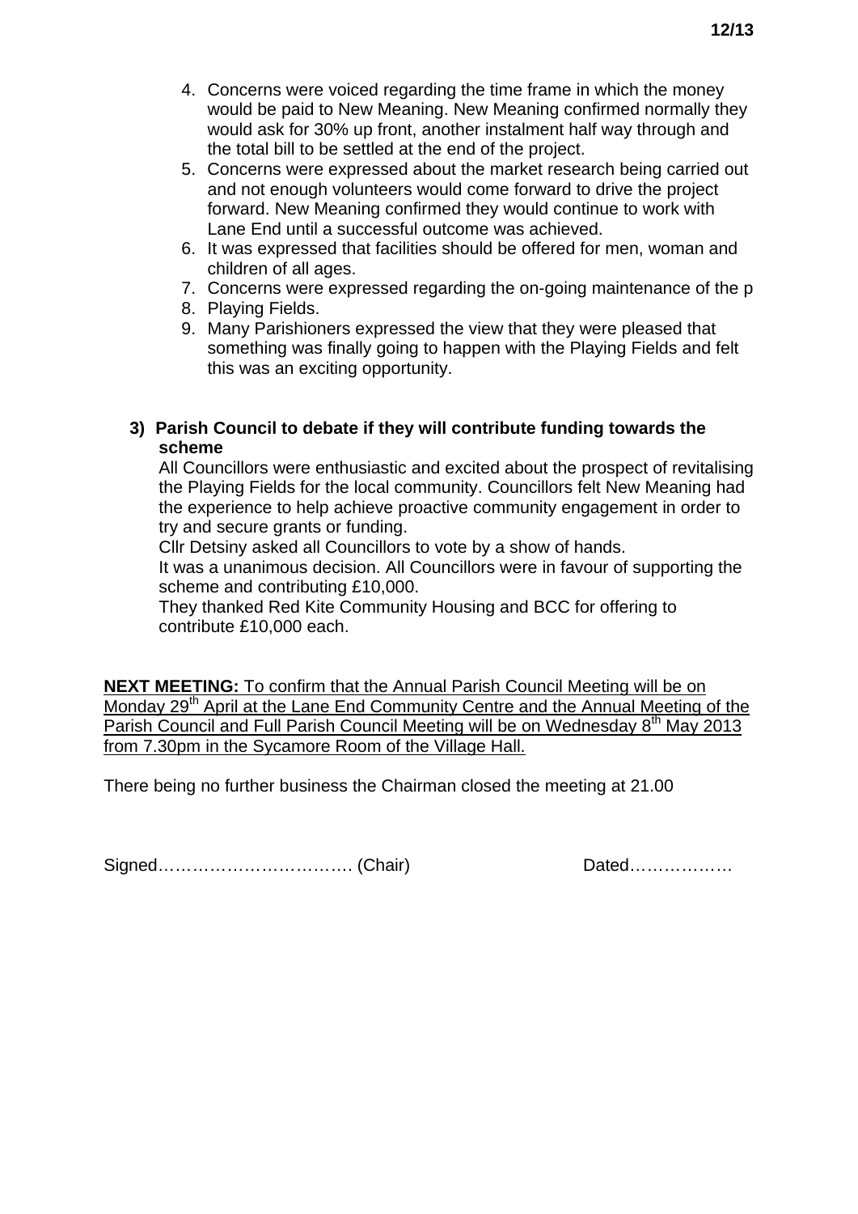4. Concerns were voiced regarding the time frame in which the money would be paid to New Meaning. New Meaning confirmed normally they would ask for 30% up front, another instalment half way through and the total bill to be settled at the end of the project.
5. Concerns were expressed about the market research being carried out and not enough volunteers would come forward to drive the project forward. New Meaning confirmed they would continue to work with Lane End until a successful outcome was achieved.
6. It was expressed that facilities should be offered for men, woman and children of all ages.
7. Concerns were expressed regarding the on-going maintenance of the p
8. Playing Fields.
9. Many Parishioners expressed the view that they were pleased that something was finally going to happen with the Playing Fields and felt this was an exciting opportunity.

**3) Parish Council to debate if they will contribute funding towards the scheme**

All Councillors were enthusiastic and excited about the prospect of revitalising the Playing Fields for the local community. Councillors felt New Meaning had the experience to help achieve proactive community engagement in order to try and secure grants or funding.

Cllr Detsiny asked all Councillors to vote by a show of hands.

It was a unanimous decision. All Councillors were in favour of supporting the scheme and contributing £10,000.

They thanked Red Kite Community Housing and BCC for offering to contribute £10,000 each.

**NEXT MEETING:** To confirm that the Annual Parish Council Meeting will be on Monday 29th April at the Lane End Community Centre and the Annual Meeting of the Parish Council and Full Parish Council Meeting will be on Wednesday 8th May 2013 from 7.30pm in the Sycamore Room of the Village Hall.

There being no further business the Chairman closed the meeting at 21.00

Signed……………………………. (Chair) Dated………………